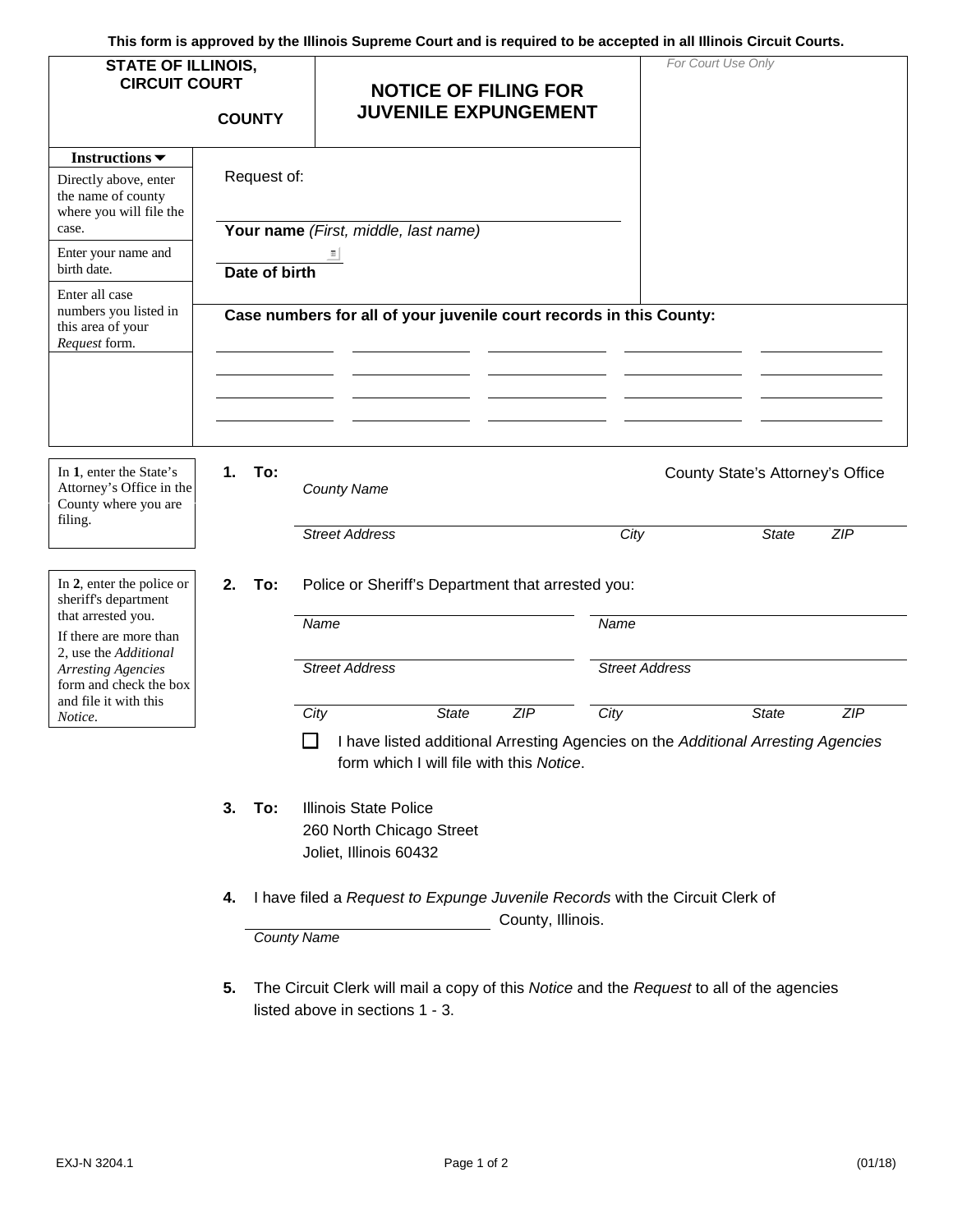This form is approved by the Illinois Supreme Court and is required to be accepted in all Illinois Circuit Courts.

**STATE OF ILLINOIS,**
**CIRCUIT COURT**

**COUNTY**

# NOTICE OF FILING FOR JUVENILE EXPUNGEMENT

*For Court Use Only*

**Instructions ▼**

Directly above, enter the name of county where you will file the case.

Enter your name and birth date.

Request of:

______________________________
**Your name** *(First, middle, last name)*

______________
**Date of birth**

Enter all case numbers you listed in this area of your *Request* form.

**Case numbers for all of your juvenile court records in this County:**

| | | | | |
|---|---|---|---|---|
| ________ | ________ | ________ | ________ | ________ |
| ________ | ________ | ________ | ________ | ________ |
| ________ | ________ | ________ | ________ | ________ |
| ________ | ________ | ________ | ________ | ________ |

In **1**, enter the State's Attorney's Office in the County where you are filing.

**1. To:** ______________________ County State's Attorney's Office
*County Name*

______________________________________________
*Street Address* *City* *State* *ZIP*

In **2**, enter the police or sheriff's department that arrested you.

If there are more than 2, use the *Additional Arresting Agencies* form and check the box and file it with this *Notice*.

**2. To:** Police or Sheriff's Department that arrested you:

| | |
|---|---|
| *Name* | *Name* |
| *Street Address* | *Street Address* |
| *City* *State* *ZIP* | *City* *State* *ZIP* |

☐ I have listed additional Arresting Agencies on the *Additional Arresting Agencies* form which I will file with this *Notice*.

**3. To:** Illinois State Police
260 North Chicago Street
Joliet, Illinois 60432

**4.** I have filed a *Request to Expunge Juvenile Records* with the Circuit Clerk of ______________________ County, Illinois.
*County Name*

**5.** The Circuit Clerk will mail a copy of this *Notice* and the *Request* to all of the agencies listed above in sections 1 - 3.

EXJ-N 3204.1 (01/18)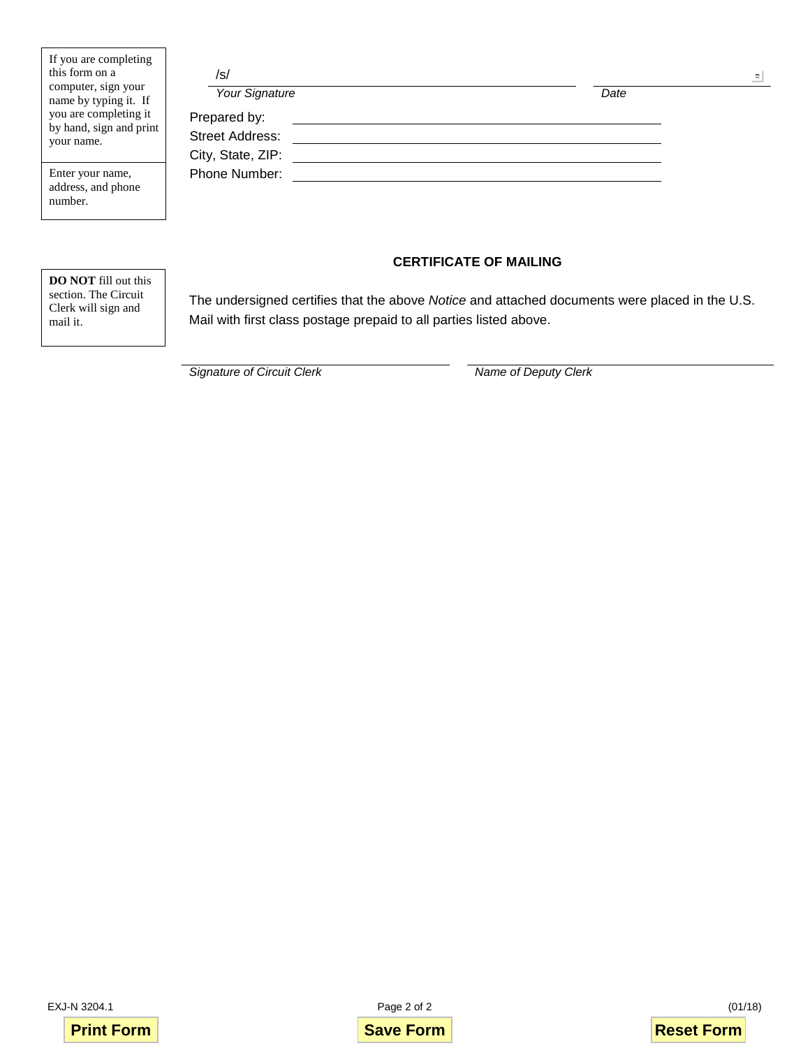If you are completing this form on a computer, sign your name by typing it. If you are completing it by hand, sign and print your name.

/s/ ______________________________ ____________

*Your Signature* *Date*

Enter your name, address, and phone number.

Prepared by: ______________________________

Street Address: ______________________________

City, State, ZIP: ______________________________

Phone Number: ______________________________

**CERTIFICATE OF MAILING**

**DO NOT** fill out this section. The Circuit Clerk will sign and mail it.

The undersigned certifies that the above *Notice* and attached documents were placed in the U.S. Mail with first class postage prepaid to all parties listed above.

______________________________ ______________________________

*Signature of Circuit Clerk* *Name of Deputy Clerk*

EXJ-N 3204.1 (01/18)